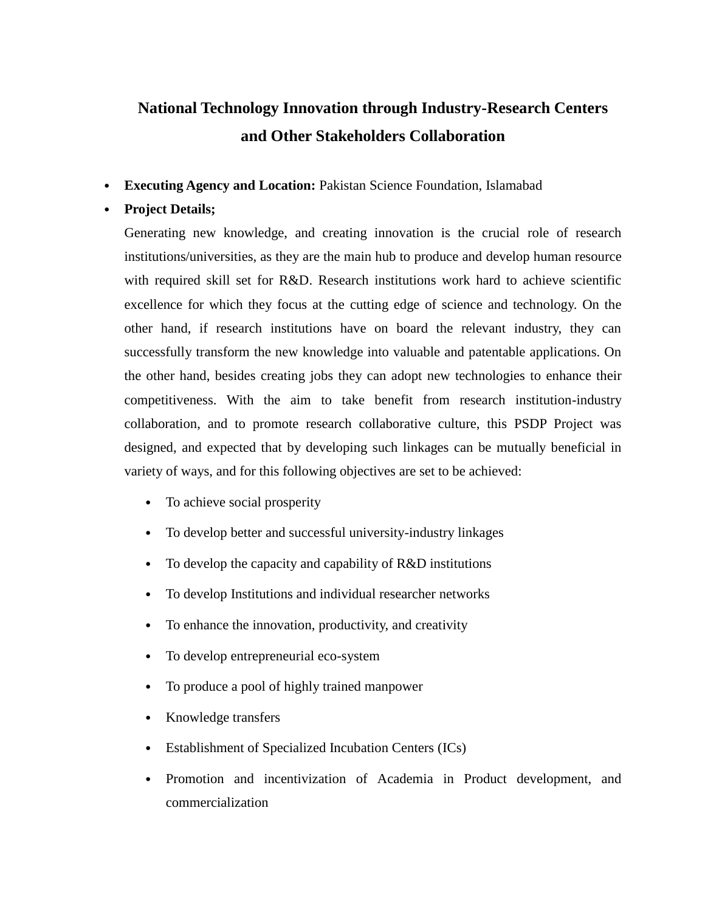# National Technology Innovation through Industry-Research Centers and Other Stakeholders Collaboration

- **Executing Agency and Location:** Pakistan Science Foundation, Islamabad
- **Project Details;**

  Generating new knowledge, and creating innovation is the crucial role of research institutions/universities, as they are the main hub to produce and develop human resource with required skill set for R&D. Research institutions work hard to achieve scientific excellence for which they focus at the cutting edge of science and technology. On the other hand, if research institutions have on board the relevant industry, they can successfully transform the new knowledge into valuable and patentable applications. On the other hand, besides creating jobs they can adopt new technologies to enhance their competitiveness. With the aim to take benefit from research institution-industry collaboration, and to promote research collaborative culture, this PSDP Project was designed, and expected that by developing such linkages can be mutually beneficial in variety of ways, and for this following objectives are set to be achieved:

  - To achieve social prosperity
  - To develop better and successful university-industry linkages
  - To develop the capacity and capability of R&D institutions
  - To develop Institutions and individual researcher networks
  - To enhance the innovation, productivity, and creativity
  - To develop entrepreneurial eco-system
  - To produce a pool of highly trained manpower
  - Knowledge transfers
  - Establishment of Specialized Incubation Centers (ICs)
  - Promotion and incentivization of Academia in Product development, and commercialization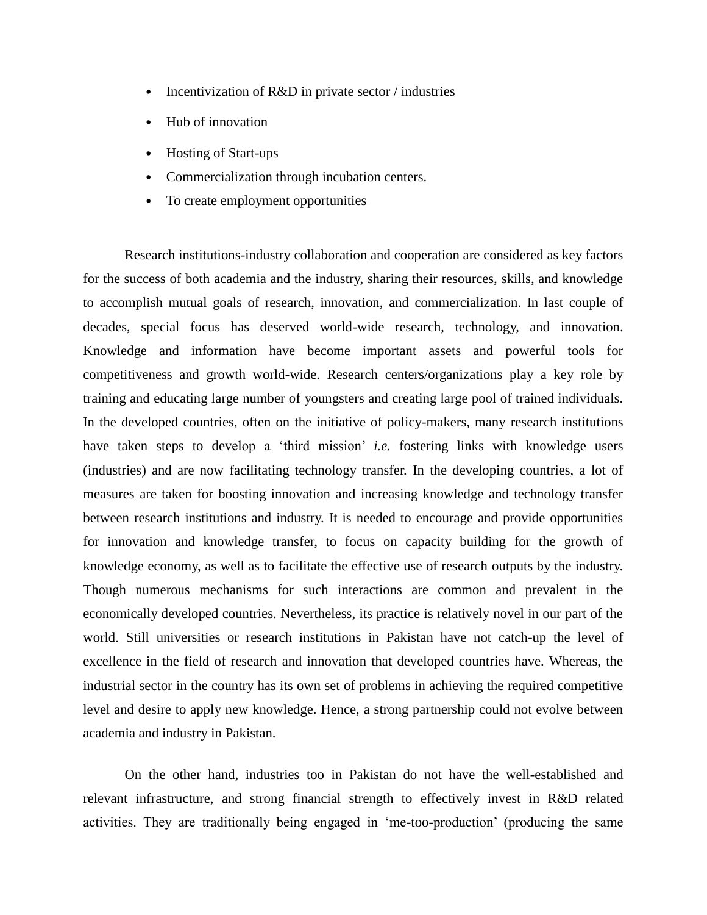- Incentivization of R&D in private sector / industries
- Hub of innovation
- Hosting of Start-ups
- Commercialization through incubation centers.
- To create employment opportunities

Research institutions-industry collaboration and cooperation are considered as key factors for the success of both academia and the industry, sharing their resources, skills, and knowledge to accomplish mutual goals of research, innovation, and commercialization. In last couple of decades, special focus has deserved world-wide research, technology, and innovation. Knowledge and information have become important assets and powerful tools for competitiveness and growth world-wide. Research centers/organizations play a key role by training and educating large number of youngsters and creating large pool of trained individuals. In the developed countries, often on the initiative of policy-makers, many research institutions have taken steps to develop a 'third mission' *i.e.* fostering links with knowledge users (industries) and are now facilitating technology transfer. In the developing countries, a lot of measures are taken for boosting innovation and increasing knowledge and technology transfer between research institutions and industry. It is needed to encourage and provide opportunities for innovation and knowledge transfer, to focus on capacity building for the growth of knowledge economy, as well as to facilitate the effective use of research outputs by the industry. Though numerous mechanisms for such interactions are common and prevalent in the economically developed countries. Nevertheless, its practice is relatively novel in our part of the world. Still universities or research institutions in Pakistan have not catch-up the level of excellence in the field of research and innovation that developed countries have. Whereas, the industrial sector in the country has its own set of problems in achieving the required competitive level and desire to apply new knowledge. Hence, a strong partnership could not evolve between academia and industry in Pakistan.

On the other hand, industries too in Pakistan do not have the well-established and relevant infrastructure, and strong financial strength to effectively invest in R&D related activities. They are traditionally being engaged in 'me-too-production' (producing the same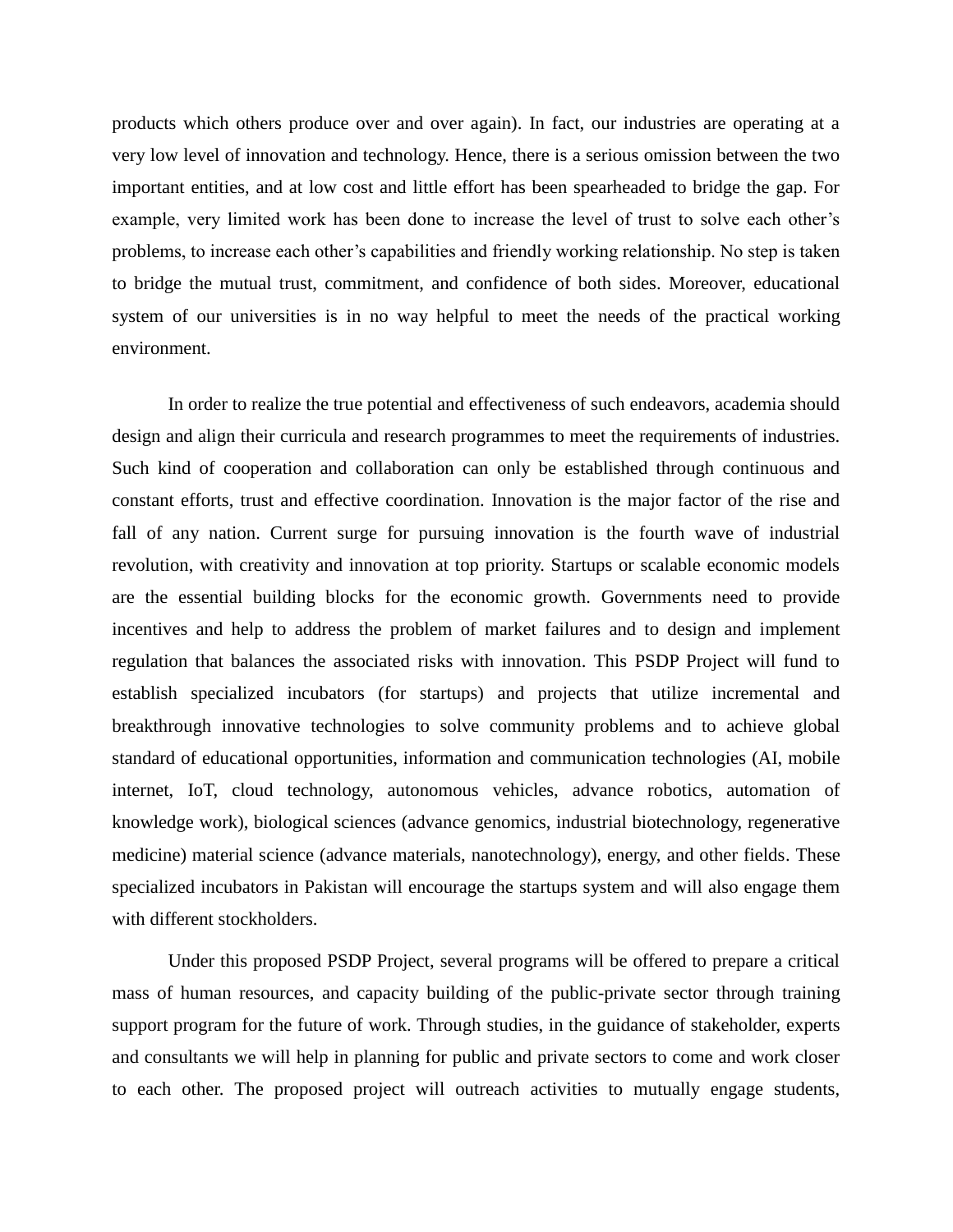products which others produce over and over again). In fact, our industries are operating at a very low level of innovation and technology. Hence, there is a serious omission between the two important entities, and at low cost and little effort has been spearheaded to bridge the gap. For example, very limited work has been done to increase the level of trust to solve each other's problems, to increase each other's capabilities and friendly working relationship. No step is taken to bridge the mutual trust, commitment, and confidence of both sides. Moreover, educational system of our universities is in no way helpful to meet the needs of the practical working environment.

In order to realize the true potential and effectiveness of such endeavors, academia should design and align their curricula and research programmes to meet the requirements of industries. Such kind of cooperation and collaboration can only be established through continuous and constant efforts, trust and effective coordination. Innovation is the major factor of the rise and fall of any nation. Current surge for pursuing innovation is the fourth wave of industrial revolution, with creativity and innovation at top priority. Startups or scalable economic models are the essential building blocks for the economic growth. Governments need to provide incentives and help to address the problem of market failures and to design and implement regulation that balances the associated risks with innovation. This PSDP Project will fund to establish specialized incubators (for startups) and projects that utilize incremental and breakthrough innovative technologies to solve community problems and to achieve global standard of educational opportunities, information and communication technologies (AI, mobile internet, IoT, cloud technology, autonomous vehicles, advance robotics, automation of knowledge work), biological sciences (advance genomics, industrial biotechnology, regenerative medicine) material science (advance materials, nanotechnology), energy, and other fields. These specialized incubators in Pakistan will encourage the startups system and will also engage them with different stockholders.

Under this proposed PSDP Project, several programs will be offered to prepare a critical mass of human resources, and capacity building of the public-private sector through training support program for the future of work. Through studies, in the guidance of stakeholder, experts and consultants we will help in planning for public and private sectors to come and work closer to each other. The proposed project will outreach activities to mutually engage students,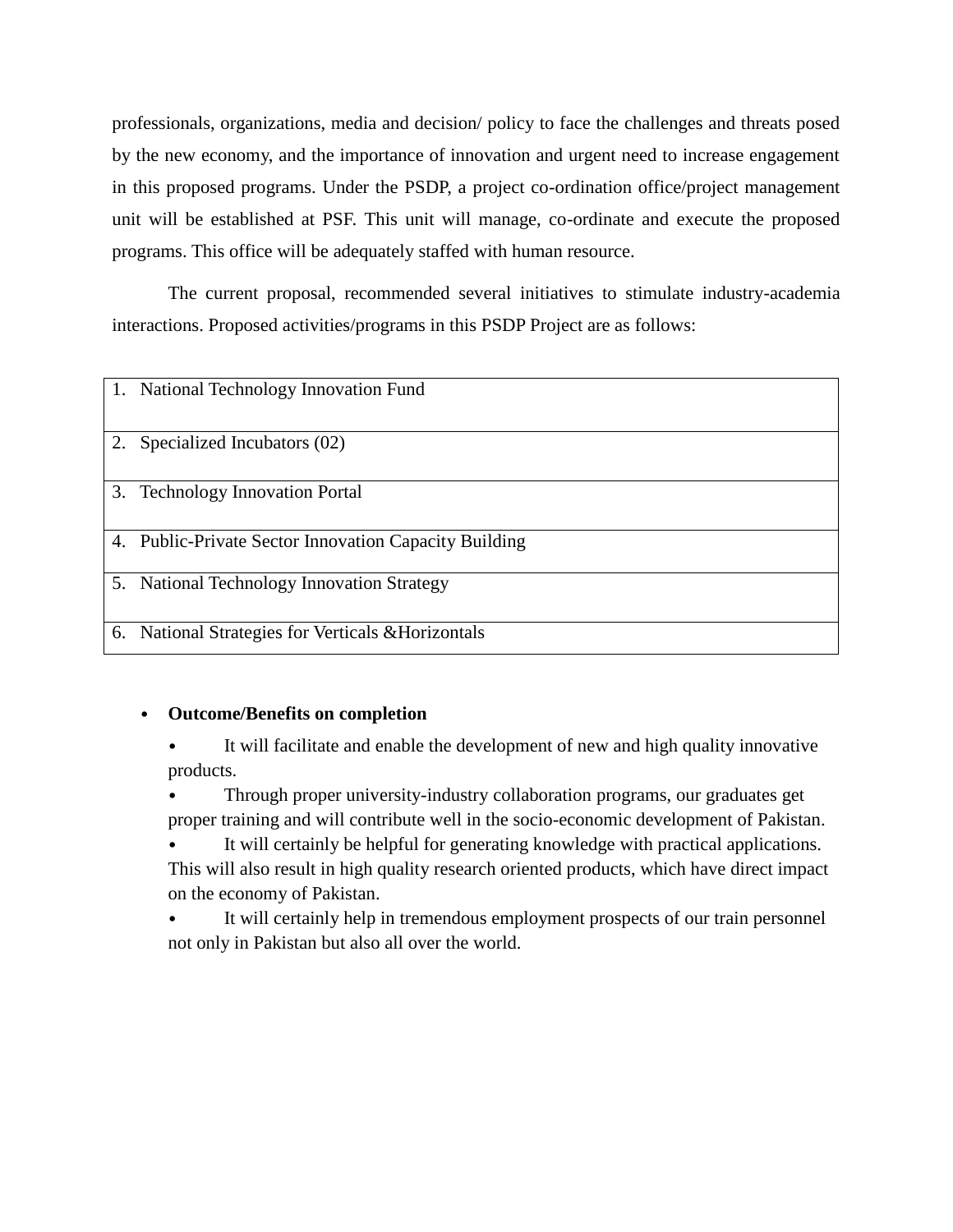professionals, organizations, media and decision/ policy to face the challenges and threats posed by the new economy, and the importance of innovation and urgent need to increase engagement in this proposed programs. Under the PSDP, a project co-ordination office/project management unit will be established at PSF. This unit will manage, co-ordinate and execute the proposed programs. This office will be adequately staffed with human resource.

The current proposal, recommended several initiatives to stimulate industry-academia interactions. Proposed activities/programs in this PSDP Project are as follows:

| |
|---|
| 1. National Technology Innovation Fund |
| 2. Specialized Incubators (02) |
| 3. Technology Innovation Portal |
| 4. Public-Private Sector Innovation Capacity Building |
| 5. National Technology Innovation Strategy |
| 6. National Strategies for Verticals &Horizontals |

- **Outcome/Benefits on completion**
  - It will facilitate and enable the development of new and high quality innovative products.
  - Through proper university-industry collaboration programs, our graduates get proper training and will contribute well in the socio-economic development of Pakistan.
  - It will certainly be helpful for generating knowledge with practical applications. This will also result in high quality research oriented products, which have direct impact on the economy of Pakistan.
  - It will certainly help in tremendous employment prospects of our train personnel not only in Pakistan but also all over the world.